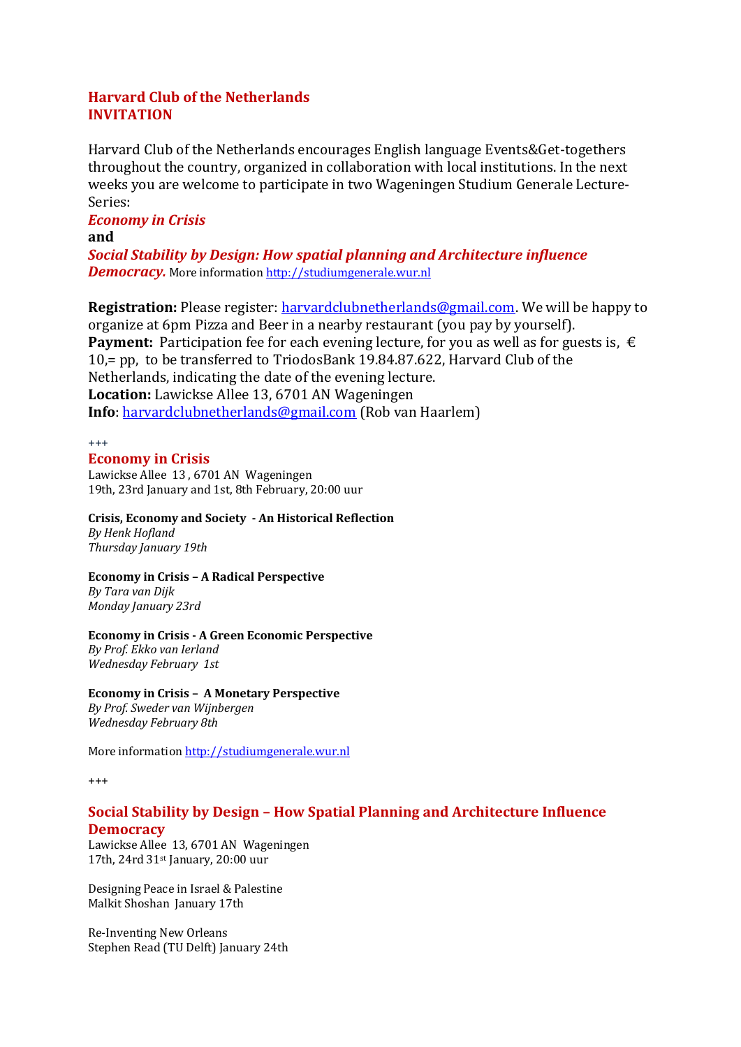**Harvard Club of the Netherlands**
**INVITATION**

Harvard Club of the Netherlands encourages English language Events&Get-togethers throughout the country, organized in collaboration with local institutions. In the next weeks you are welcome to participate in two Wageningen Studium Generale Lecture-Series:

***Economy in Crisis***

**and**

***Social Stability by Design: How spatial planning and Architecture influence Democracy.*** More information http://studiumgenerale.wur.nl

**Registration:** Please register: harvardclubnetherlands@gmail.com. We will be happy to organize at 6pm Pizza and Beer in a nearby restaurant (you pay by yourself).
**Payment:** Participation fee for each evening lecture, for you as well as for guests is, € 10,= pp, to be transferred to TriodosBank 19.84.87.622, Harvard Club of the Netherlands, indicating the date of the evening lecture.
**Location:** Lawickse Allee 13, 6701 AN Wageningen
**Info**: harvardclubnetherlands@gmail.com (Rob van Haarlem)

+++

## Economy in Crisis

Lawickse Allee 13 , 6701 AN Wageningen
19th, 23rd January and 1st, 8th February, 20:00 uur

**Crisis, Economy and Society - An Historical Reflection**
*By Henk Hofland*
*Thursday January 19th*

**Economy in Crisis – A Radical Perspective**
*By Tara van Dijk*
*Monday January 23rd*

**Economy in Crisis - A Green Economic Perspective**
*By Prof. Ekko van Ierland*
*Wednesday February 1st*

**Economy in Crisis – A Monetary Perspective**
*By Prof. Sweder van Wijnbergen*
*Wednesday February 8th*

More information http://studiumgenerale.wur.nl

+++

## Social Stability by Design – How Spatial Planning and Architecture Influence Democracy

Lawickse Allee 13, 6701 AN Wageningen
17th, 24rd 31st January, 20:00 uur

Designing Peace in Israel & Palestine
Malkit Shoshan January 17th

Re-Inventing New Orleans
Stephen Read (TU Delft) January 24th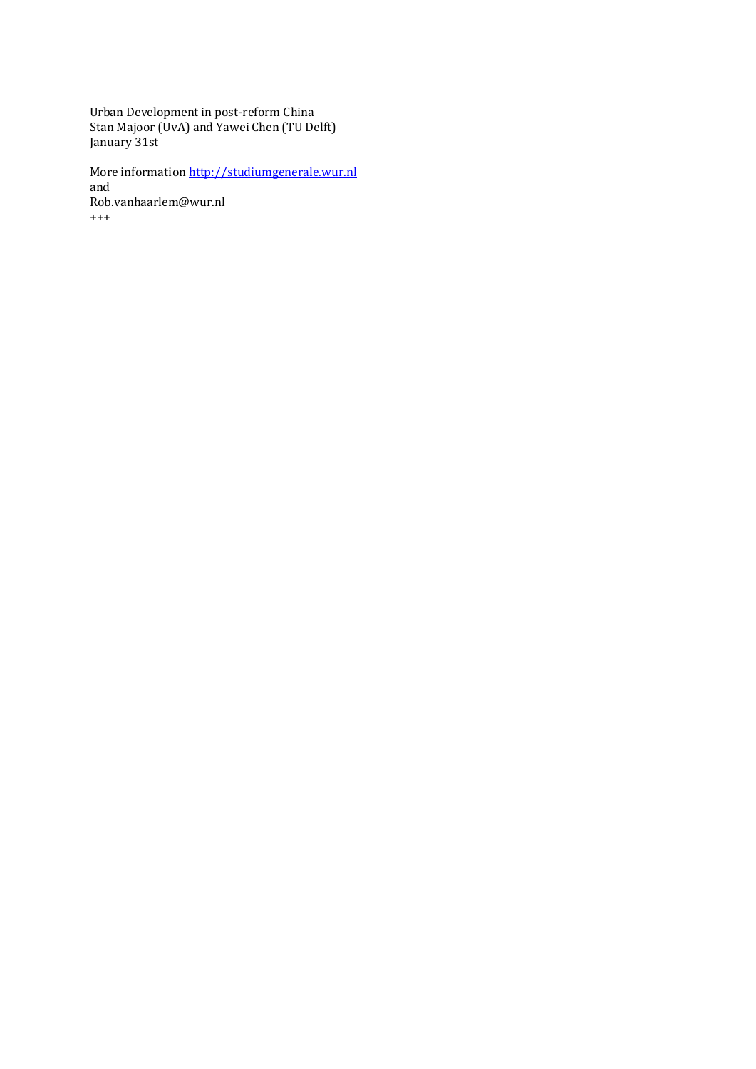Urban Development in post-reform China
Stan Majoor (UvA) and Yawei Chen (TU Delft)
January 31st

More information http://studiumgenerale.wur.nl
and
Rob.vanhaarlem@wur.nl
+++